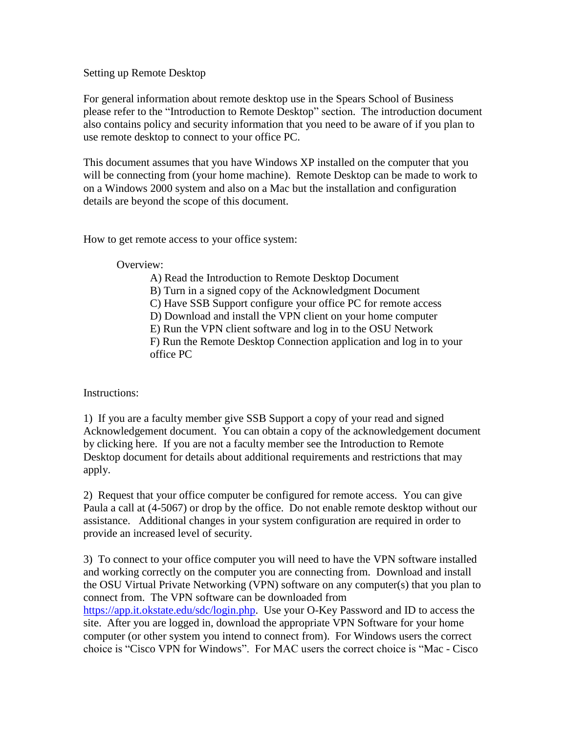# Setting up Remote Desktop

For general information about remote desktop use in the Spears School of Business please refer to the "Introduction to Remote Desktop" section. The introduction document also contains policy and security information that you need to be aware of if you plan to use remote desktop to connect to your office PC.

This document assumes that you have Windows XP installed on the computer that you will be connecting from (your home machine). Remote Desktop can be made to work to on a Windows 2000 system and also on a Mac but the installation and configuration details are beyond the scope of this document.

## How to get remote access to your office system:

### Overview:

A) Read the Introduction to Remote Desktop Document
B) Turn in a signed copy of the Acknowledgment Document
C) Have SSB Support configure your office PC for remote access
D) Download and install the VPN client on your home computer
E) Run the VPN client software and log in to the OSU Network
F) Run the Remote Desktop Connection application and log in to your office PC

## Instructions:

1) If you are a faculty member give SSB Support a copy of your read and signed Acknowledgement document. You can obtain a copy of the acknowledgement document by clicking here. If you are not a faculty member see the Introduction to Remote Desktop document for details about additional requirements and restrictions that may apply.

2) Request that your office computer be configured for remote access. You can give Paula a call at (4-5067) or drop by the office. Do not enable remote desktop without our assistance. Additional changes in your system configuration are required in order to provide an increased level of security.

3) To connect to your office computer you will need to have the VPN software installed and working correctly on the computer you are connecting from. Download and install the OSU Virtual Private Networking (VPN) software on any computer(s) that you plan to connect from. The VPN software can be downloaded from https://app.it.okstate.edu/sdc/login.php. Use your O-Key Password and ID to access the site. After you are logged in, download the appropriate VPN Software for your home computer (or other system you intend to connect from). For Windows users the correct choice is "Cisco VPN for Windows". For MAC users the correct choice is "Mac - Cisco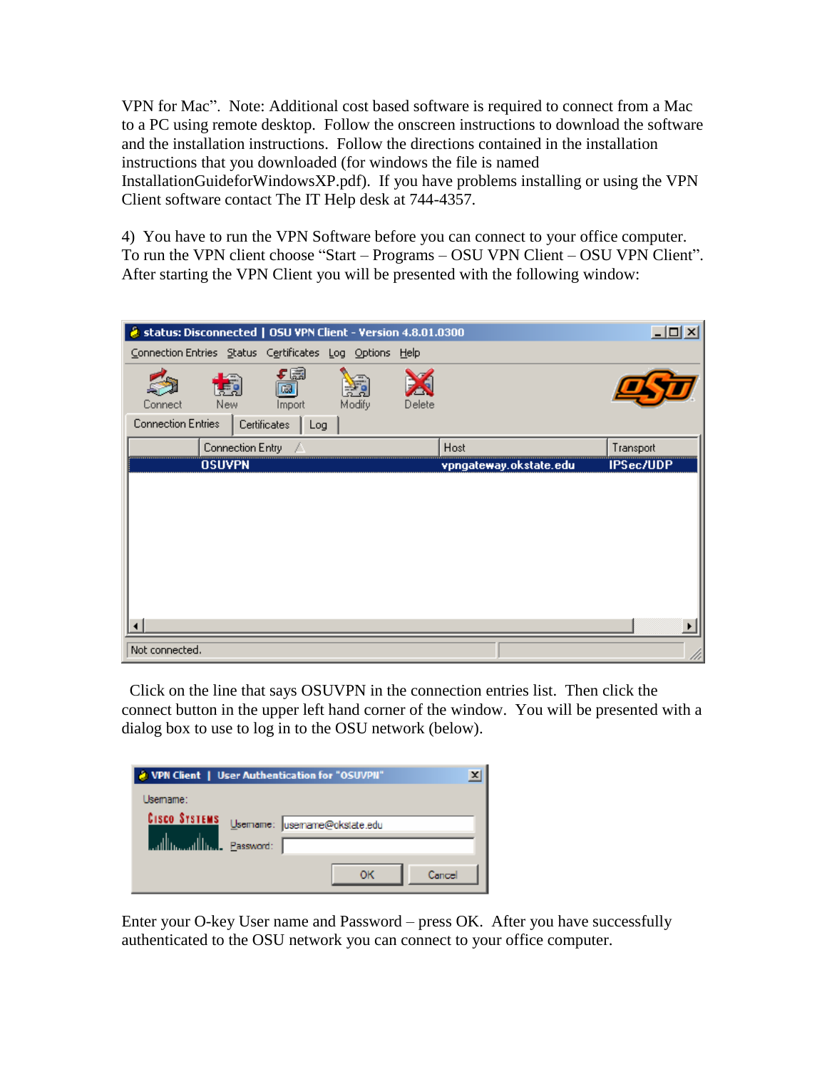VPN for Mac". Note: Additional cost based software is required to connect from a Mac to a PC using remote desktop. Follow the onscreen instructions to download the software and the installation instructions. Follow the directions contained in the installation instructions that you downloaded (for windows the file is named InstallationGuideforWindowsXP.pdf). If you have problems installing or using the VPN Client software contact The IT Help desk at 744-4357.

4) You have to run the VPN Software before you can connect to your office computer. To run the VPN client choose "Start – Programs – OSU VPN Client – OSU VPN Client". After starting the VPN Client you will be presented with the following window:

Click on the line that says OSUVPN in the connection entries list. Then click the connect button in the upper left hand corner of the window. You will be presented with a dialog box to use to log in to the OSU network (below).

Enter your O-key User name and Password – press OK. After you have successfully authenticated to the OSU network you can connect to your office computer.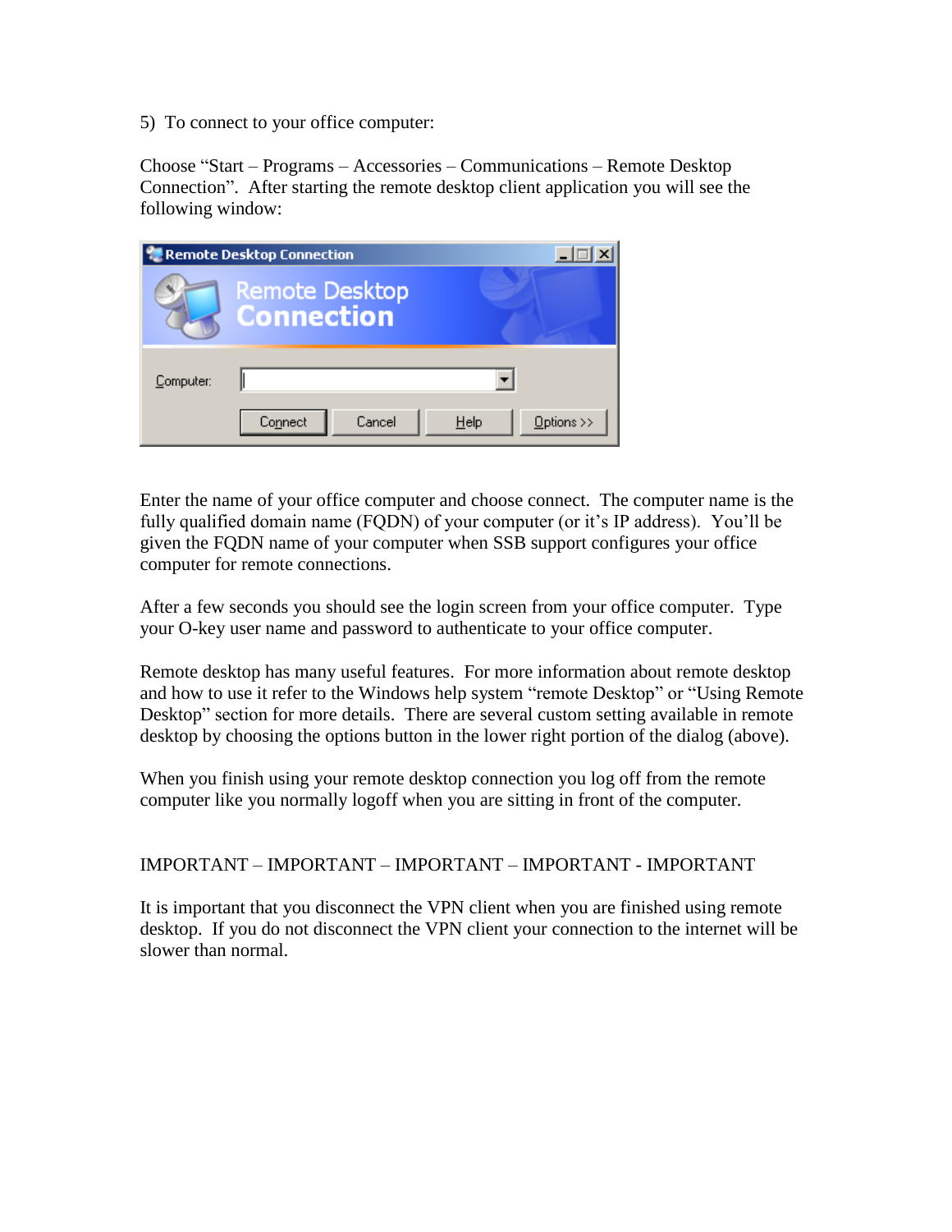5) To connect to your office computer:

Choose "Start – Programs – Accessories – Communications – Remote Desktop Connection". After starting the remote desktop client application you will see the following window:

Enter the name of your office computer and choose connect. The computer name is the fully qualified domain name (FQDN) of your computer (or it's IP address). You'll be given the FQDN name of your computer when SSB support configures your office computer for remote connections.

After a few seconds you should see the login screen from your office computer. Type your O-key user name and password to authenticate to your office computer.

Remote desktop has many useful features. For more information about remote desktop and how to use it refer to the Windows help system "remote Desktop" or "Using Remote Desktop" section for more details. There are several custom setting available in remote desktop by choosing the options button in the lower right portion of the dialog (above).

When you finish using your remote desktop connection you log off from the remote computer like you normally logoff when you are sitting in front of the computer.

IMPORTANT – IMPORTANT – IMPORTANT – IMPORTANT - IMPORTANT

It is important that you disconnect the VPN client when you are finished using remote desktop. If you do not disconnect the VPN client your connection to the internet will be slower than normal.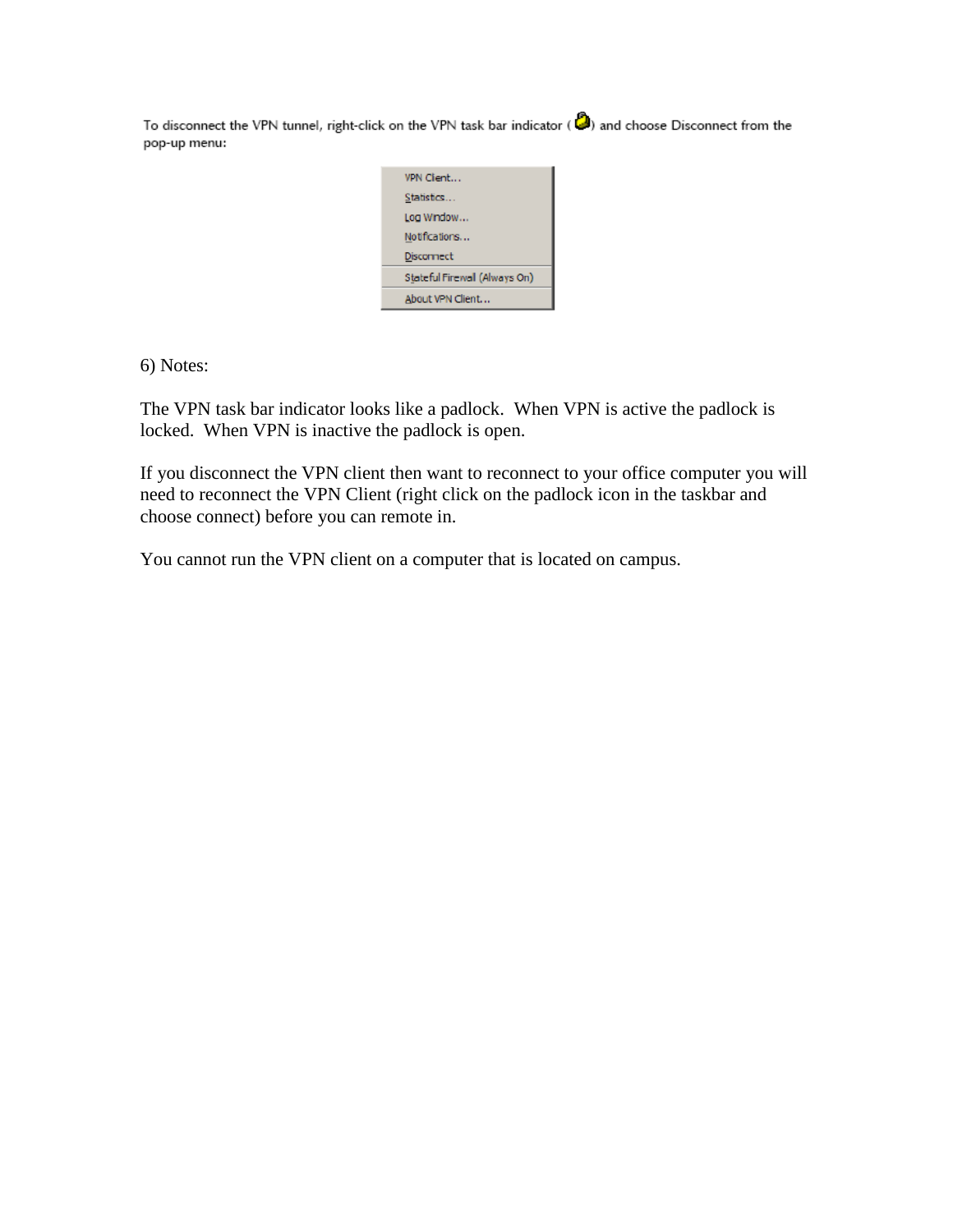To disconnect the VPN tunnel, right-click on the VPN task bar indicator ( ) and choose Disconnect from the pop-up menu:

VPN Client...
Statistics...
Log Window...
Notifications...
Disconnect
Stateful Firewall (Always On)
About VPN Client...

6) Notes:

The VPN task bar indicator looks like a padlock. When VPN is active the padlock is locked. When VPN is inactive the padlock is open.

If you disconnect the VPN client then want to reconnect to your office computer you will need to reconnect the VPN Client (right click on the padlock icon in the taskbar and choose connect) before you can remote in.

You cannot run the VPN client on a computer that is located on campus.